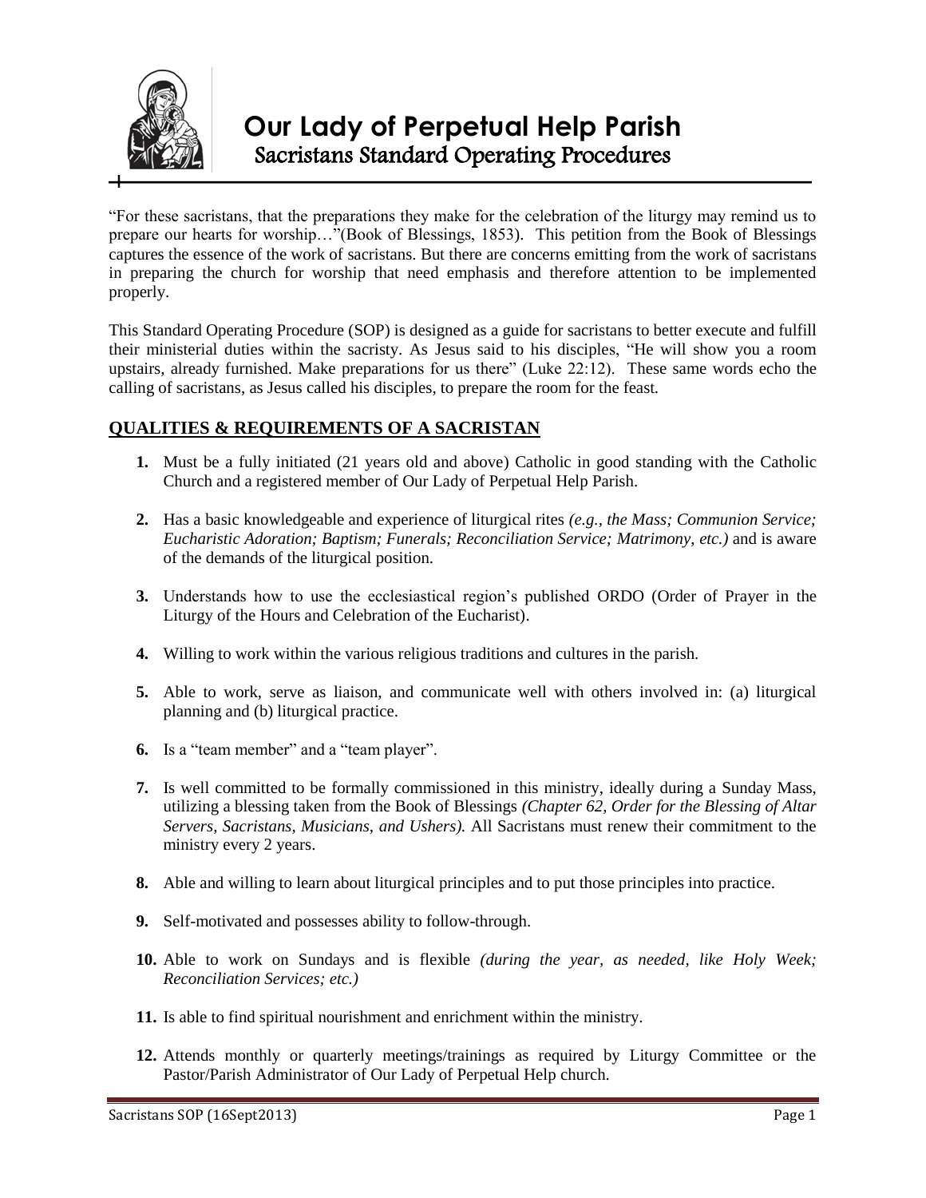# Our Lady of Perpetual Help Parish

## Sacristans Standard Operating Procedures

"For these sacristans, that the preparations they make for the celebration of the liturgy may remind us to prepare our hearts for worship…"(Book of Blessings, 1853). This petition from the Book of Blessings captures the essence of the work of sacristans. But there are concerns emitting from the work of sacristans in preparing the church for worship that need emphasis and therefore attention to be implemented properly.

This Standard Operating Procedure (SOP) is designed as a guide for sacristans to better execute and fulfill their ministerial duties within the sacristy. As Jesus said to his disciples, "He will show you a room upstairs, already furnished. Make preparations for us there" (Luke 22:12). These same words echo the calling of sacristans, as Jesus called his disciples, to prepare the room for the feast.

### QUALITIES & REQUIREMENTS OF A SACRISTAN

1. Must be a fully initiated (21 years old and above) Catholic in good standing with the Catholic Church and a registered member of Our Lady of Perpetual Help Parish.

2. Has a basic knowledgeable and experience of liturgical rites *(e.g., the Mass; Communion Service; Eucharistic Adoration; Baptism; Funerals; Reconciliation Service; Matrimony, etc.)* and is aware of the demands of the liturgical position.

3. Understands how to use the ecclesiastical region's published ORDO (Order of Prayer in the Liturgy of the Hours and Celebration of the Eucharist).

4. Willing to work within the various religious traditions and cultures in the parish.

5. Able to work, serve as liaison, and communicate well with others involved in: (a) liturgical planning and (b) liturgical practice.

6. Is a "team member" and a "team player".

7. Is well committed to be formally commissioned in this ministry, ideally during a Sunday Mass, utilizing a blessing taken from the Book of Blessings *(Chapter 62, Order for the Blessing of Altar Servers, Sacristans, Musicians, and Ushers).* All Sacristans must renew their commitment to the ministry every 2 years.

8. Able and willing to learn about liturgical principles and to put those principles into practice.

9. Self-motivated and possesses ability to follow-through.

10. Able to work on Sundays and is flexible *(during the year, as needed, like Holy Week; Reconciliation Services; etc.)*

11. Is able to find spiritual nourishment and enrichment within the ministry.

12. Attends monthly or quarterly meetings/trainings as required by Liturgy Committee or the Pastor/Parish Administrator of Our Lady of Perpetual Help church.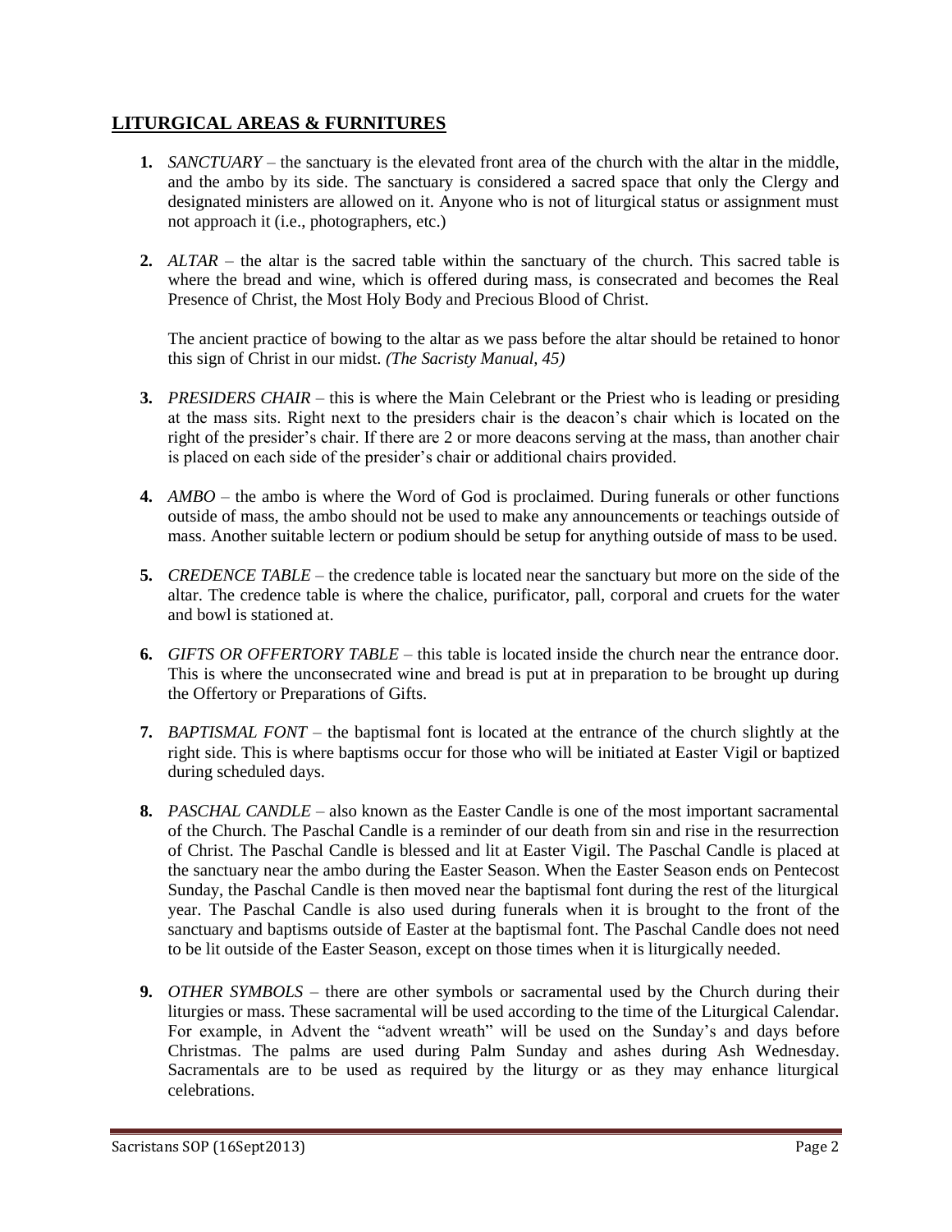## LITURGICAL AREAS & FURNITURES

1. *SANCTUARY* – the sanctuary is the elevated front area of the church with the altar in the middle, and the ambo by its side. The sanctuary is considered a sacred space that only the Clergy and designated ministers are allowed on it. Anyone who is not of liturgical status or assignment must not approach it (i.e., photographers, etc.)

2. *ALTAR* – the altar is the sacred table within the sanctuary of the church. This sacred table is where the bread and wine, which is offered during mass, is consecrated and becomes the Real Presence of Christ, the Most Holy Body and Precious Blood of Christ.

   The ancient practice of bowing to the altar as we pass before the altar should be retained to honor this sign of Christ in our midst. *(The Sacristy Manual, 45)*

3. *PRESIDERS CHAIR* – this is where the Main Celebrant or the Priest who is leading or presiding at the mass sits. Right next to the presiders chair is the deacon's chair which is located on the right of the presider's chair. If there are 2 or more deacons serving at the mass, than another chair is placed on each side of the presider's chair or additional chairs provided.

4. *AMBO* – the ambo is where the Word of God is proclaimed. During funerals or other functions outside of mass, the ambo should not be used to make any announcements or teachings outside of mass. Another suitable lectern or podium should be setup for anything outside of mass to be used.

5. *CREDENCE TABLE* – the credence table is located near the sanctuary but more on the side of the altar. The credence table is where the chalice, purificator, pall, corporal and cruets for the water and bowl is stationed at.

6. *GIFTS OR OFFERTORY TABLE* – this table is located inside the church near the entrance door. This is where the unconsecrated wine and bread is put at in preparation to be brought up during the Offertory or Preparations of Gifts.

7. *BAPTISMAL FONT* – the baptismal font is located at the entrance of the church slightly at the right side. This is where baptisms occur for those who will be initiated at Easter Vigil or baptized during scheduled days.

8. *PASCHAL CANDLE* – also known as the Easter Candle is one of the most important sacramental of the Church. The Paschal Candle is a reminder of our death from sin and rise in the resurrection of Christ. The Paschal Candle is blessed and lit at Easter Vigil. The Paschal Candle is placed at the sanctuary near the ambo during the Easter Season. When the Easter Season ends on Pentecost Sunday, the Paschal Candle is then moved near the baptismal font during the rest of the liturgical year. The Paschal Candle is also used during funerals when it is brought to the front of the sanctuary and baptisms outside of Easter at the baptismal font. The Paschal Candle does not need to be lit outside of the Easter Season, except on those times when it is liturgically needed.

9. *OTHER SYMBOLS* – there are other symbols or sacramental used by the Church during their liturgies or mass. These sacramental will be used according to the time of the Liturgical Calendar. For example, in Advent the "advent wreath" will be used on the Sunday's and days before Christmas. The palms are used during Palm Sunday and ashes during Ash Wednesday. Sacramentals are to be used as required by the liturgy or as they may enhance liturgical celebrations.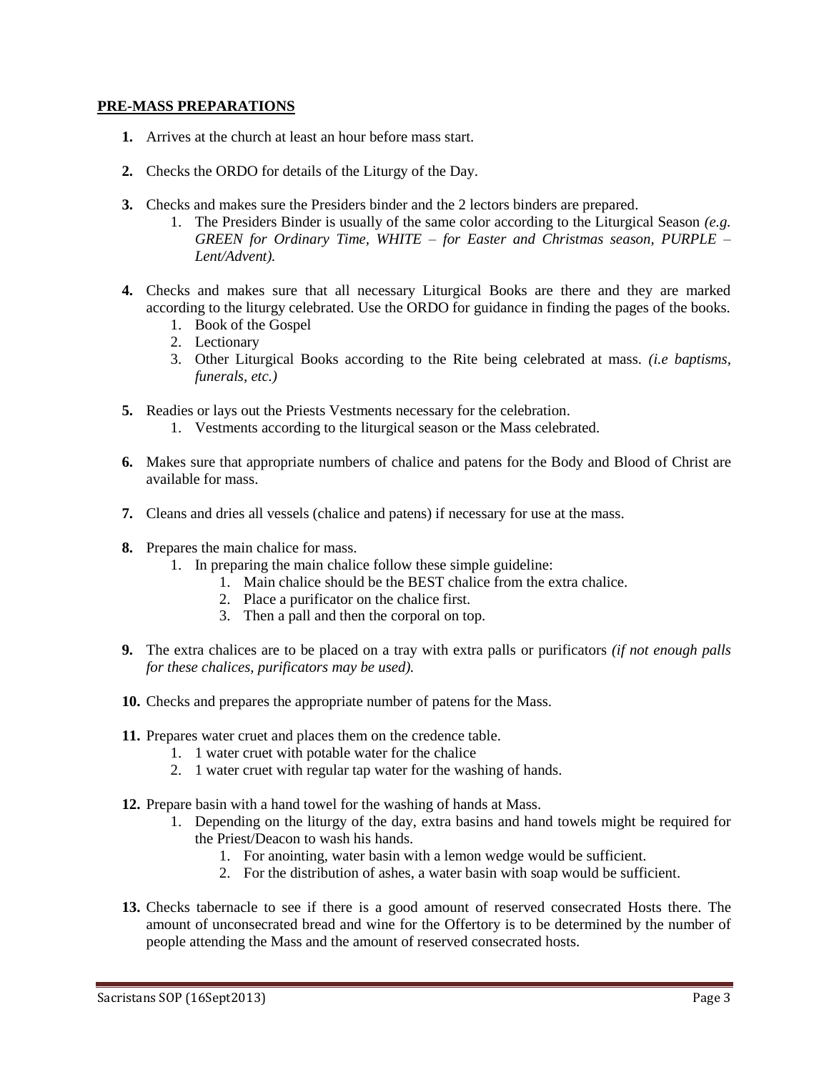## PRE-MASS PREPARATIONS

1. Arrives at the church at least an hour before mass start.

2. Checks the ORDO for details of the Liturgy of the Day.

3. Checks and makes sure the Presiders binder and the 2 lectors binders are prepared.
   1. The Presiders Binder is usually of the same color according to the Liturgical Season *(e.g. GREEN for Ordinary Time, WHITE – for Easter and Christmas season, PURPLE – Lent/Advent).*

4. Checks and makes sure that all necessary Liturgical Books are there and they are marked according to the liturgy celebrated. Use the ORDO for guidance in finding the pages of the books.
   1. Book of the Gospel
   2. Lectionary
   3. Other Liturgical Books according to the Rite being celebrated at mass. *(i.e baptisms, funerals, etc.)*

5. Readies or lays out the Priests Vestments necessary for the celebration.
   1. Vestments according to the liturgical season or the Mass celebrated.

6. Makes sure that appropriate numbers of chalice and patens for the Body and Blood of Christ are available for mass.

7. Cleans and dries all vessels (chalice and patens) if necessary for use at the mass.

8. Prepares the main chalice for mass.
   1. In preparing the main chalice follow these simple guideline:
      1. Main chalice should be the BEST chalice from the extra chalice.
      2. Place a purificator on the chalice first.
      3. Then a pall and then the corporal on top.

9. The extra chalices are to be placed on a tray with extra palls or purificators *(if not enough palls for these chalices, purificators may be used).*

10. Checks and prepares the appropriate number of patens for the Mass.

11. Prepares water cruet and places them on the credence table.
    1. 1 water cruet with potable water for the chalice
    2. 1 water cruet with regular tap water for the washing of hands.

12. Prepare basin with a hand towel for the washing of hands at Mass.
    1. Depending on the liturgy of the day, extra basins and hand towels might be required for the Priest/Deacon to wash his hands.
       1. For anointing, water basin with a lemon wedge would be sufficient.
       2. For the distribution of ashes, a water basin with soap would be sufficient.

13. Checks tabernacle to see if there is a good amount of reserved consecrated Hosts there. The amount of unconsecrated bread and wine for the Offertory is to be determined by the number of people attending the Mass and the amount of reserved consecrated hosts.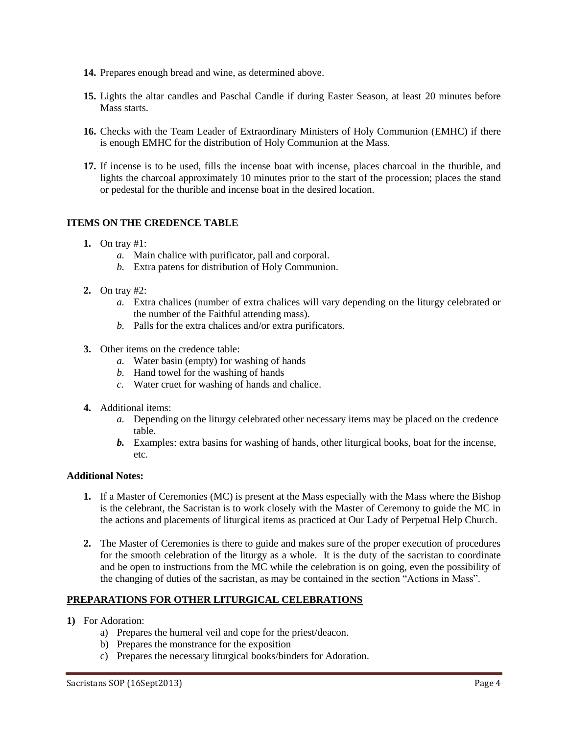14. Prepares enough bread and wine, as determined above.

15. Lights the altar candles and Paschal Candle if during Easter Season, at least 20 minutes before Mass starts.

16. Checks with the Team Leader of Extraordinary Ministers of Holy Communion (EMHC) if there is enough EMHC for the distribution of Holy Communion at the Mass.

17. If incense is to be used, fills the incense boat with incense, places charcoal in the thurible, and lights the charcoal approximately 10 minutes prior to the start of the procession; places the stand or pedestal for the thurible and incense boat in the desired location.

### ITEMS ON THE CREDENCE TABLE

1. On tray #1:
   a. Main chalice with purificator, pall and corporal.
   b. Extra patens for distribution of Holy Communion.

2. On tray #2:
   a. Extra chalices (number of extra chalices will vary depending on the liturgy celebrated or the number of the Faithful attending mass).
   b. Palls for the extra chalices and/or extra purificators.

3. Other items on the credence table:
   a. Water basin (empty) for washing of hands
   b. Hand towel for the washing of hands
   c. Water cruet for washing of hands and chalice.

4. Additional items:
   a. Depending on the liturgy celebrated other necessary items may be placed on the credence table.
   b. Examples: extra basins for washing of hands, other liturgical books, boat for the incense, etc.

**Additional Notes:**

1. If a Master of Ceremonies (MC) is present at the Mass especially with the Mass where the Bishop is the celebrant, the Sacristan is to work closely with the Master of Ceremony to guide the MC in the actions and placements of liturgical items as practiced at Our Lady of Perpetual Help Church.

2. The Master of Ceremonies is there to guide and makes sure of the proper execution of procedures for the smooth celebration of the liturgy as a whole. It is the duty of the sacristan to coordinate and be open to instructions from the MC while the celebration is on going, even the possibility of the changing of duties of the sacristan, as may be contained in the section "Actions in Mass".

### PREPARATIONS FOR OTHER LITURGICAL CELEBRATIONS

1) For Adoration:
   a) Prepares the humeral veil and cope for the priest/deacon.
   b) Prepares the monstrance for the exposition
   c) Prepares the necessary liturgical books/binders for Adoration.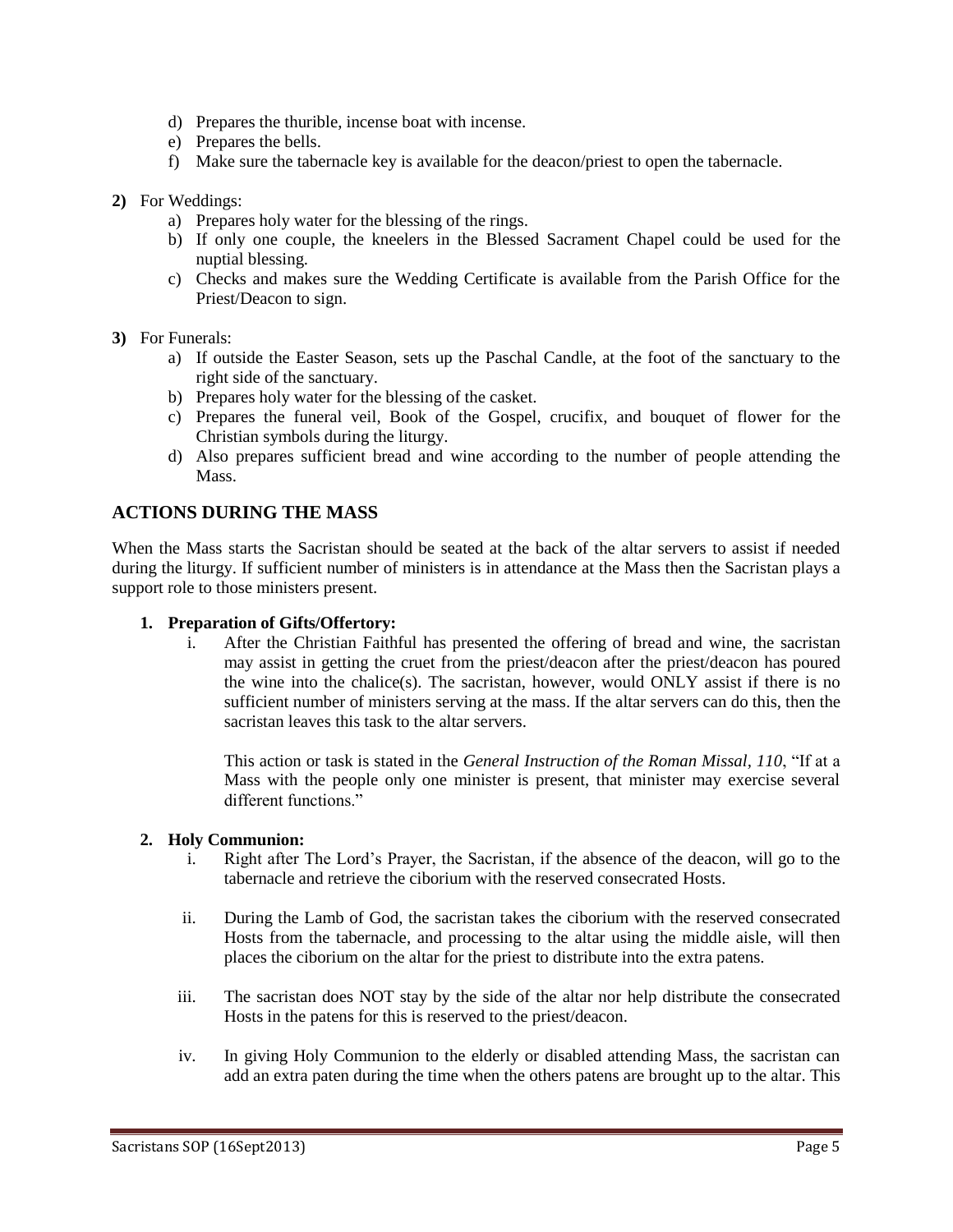d) Prepares the thurible, incense boat with incense.
e) Prepares the bells.
f) Make sure the tabernacle key is available for the deacon/priest to open the tabernacle.

**2)** For Weddings:

a) Prepares holy water for the blessing of the rings.
b) If only one couple, the kneelers in the Blessed Sacrament Chapel could be used for the nuptial blessing.
c) Checks and makes sure the Wedding Certificate is available from the Parish Office for the Priest/Deacon to sign.

**3)** For Funerals:

a) If outside the Easter Season, sets up the Paschal Candle, at the foot of the sanctuary to the right side of the sanctuary.
b) Prepares holy water for the blessing of the casket.
c) Prepares the funeral veil, Book of the Gospel, crucifix, and bouquet of flower for the Christian symbols during the liturgy.
d) Also prepares sufficient bread and wine according to the number of people attending the Mass.

## ACTIONS DURING THE MASS

When the Mass starts the Sacristan should be seated at the back of the altar servers to assist if needed during the liturgy. If sufficient number of ministers is in attendance at the Mass then the Sacristan plays a support role to those ministers present.

**1. Preparation of Gifts/Offertory:**

i. After the Christian Faithful has presented the offering of bread and wine, the sacristan may assist in getting the cruet from the priest/deacon after the priest/deacon has poured the wine into the chalice(s). The sacristan, however, would ONLY assist if there is no sufficient number of ministers serving at the mass. If the altar servers can do this, then the sacristan leaves this task to the altar servers.

   This action or task is stated in the *General Instruction of the Roman Missal, 110*, "If at a Mass with the people only one minister is present, that minister may exercise several different functions."

**2. Holy Communion:**

i. Right after The Lord's Prayer, the Sacristan, if the absence of the deacon, will go to the tabernacle and retrieve the ciborium with the reserved consecrated Hosts.

ii. During the Lamb of God, the sacristan takes the ciborium with the reserved consecrated Hosts from the tabernacle, and processing to the altar using the middle aisle, will then places the ciborium on the altar for the priest to distribute into the extra patens.

iii. The sacristan does NOT stay by the side of the altar nor help distribute the consecrated Hosts in the patens for this is reserved to the priest/deacon.

iv. In giving Holy Communion to the elderly or disabled attending Mass, the sacristan can add an extra paten during the time when the others patens are brought up to the altar. This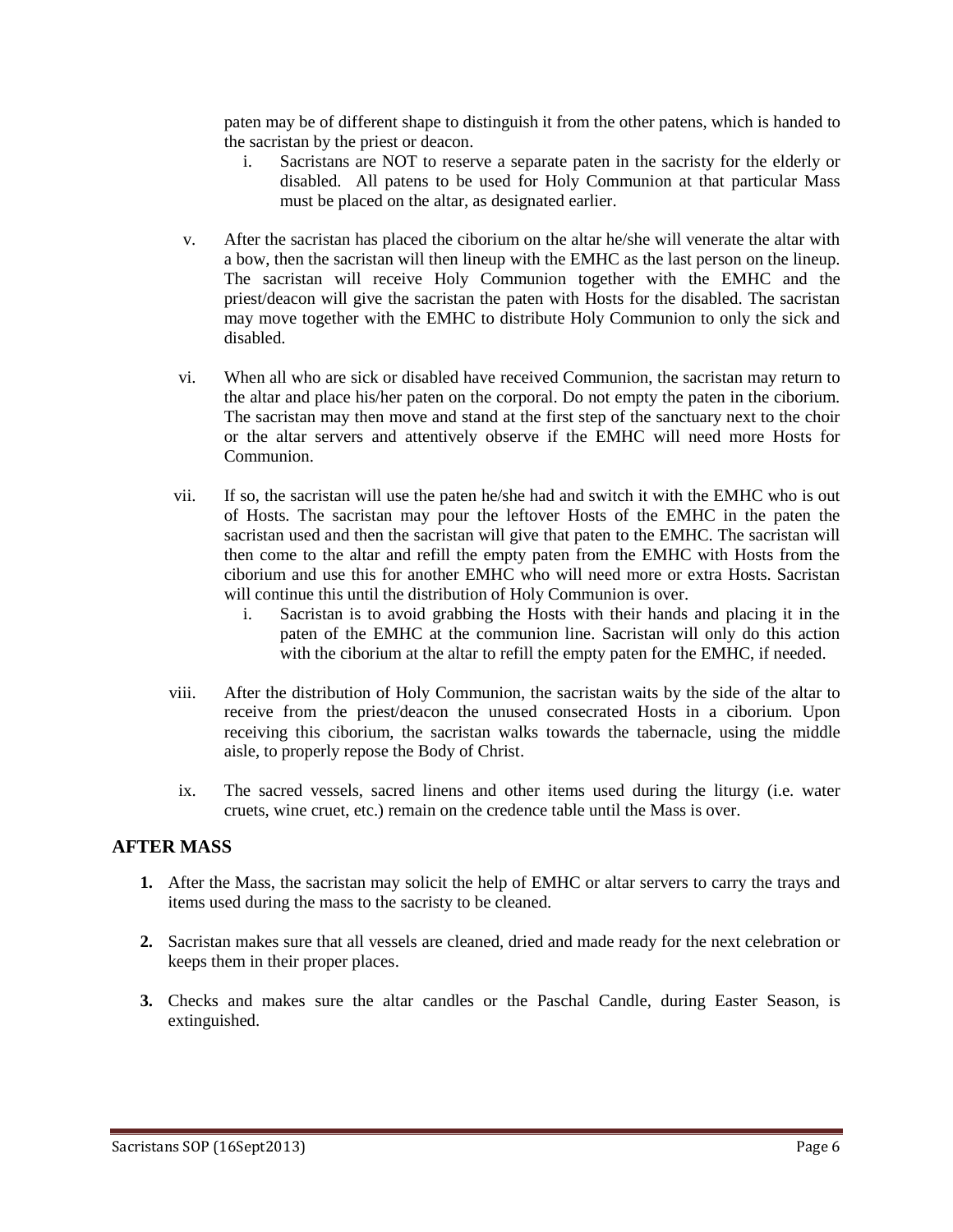paten may be of different shape to distinguish it from the other patens, which is handed to the sacristan by the priest or deacon.

   i. Sacristans are NOT to reserve a separate paten in the sacristy for the elderly or disabled. All patens to be used for Holy Communion at that particular Mass must be placed on the altar, as designated earlier.

v. After the sacristan has placed the ciborium on the altar he/she will venerate the altar with a bow, then the sacristan will then lineup with the EMHC as the last person on the lineup. The sacristan will receive Holy Communion together with the EMHC and the priest/deacon will give the sacristan the paten with Hosts for the disabled. The sacristan may move together with the EMHC to distribute Holy Communion to only the sick and disabled.

vi. When all who are sick or disabled have received Communion, the sacristan may return to the altar and place his/her paten on the corporal. Do not empty the paten in the ciborium. The sacristan may then move and stand at the first step of the sanctuary next to the choir or the altar servers and attentively observe if the EMHC will need more Hosts for Communion.

vii. If so, the sacristan will use the paten he/she had and switch it with the EMHC who is out of Hosts. The sacristan may pour the leftover Hosts of the EMHC in the paten the sacristan used and then the sacristan will give that paten to the EMHC. The sacristan will then come to the altar and refill the empty paten from the EMHC with Hosts from the ciborium and use this for another EMHC who will need more or extra Hosts. Sacristan will continue this until the distribution of Holy Communion is over.

   i. Sacristan is to avoid grabbing the Hosts with their hands and placing it in the paten of the EMHC at the communion line. Sacristan will only do this action with the ciborium at the altar to refill the empty paten for the EMHC, if needed.

viii. After the distribution of Holy Communion, the sacristan waits by the side of the altar to receive from the priest/deacon the unused consecrated Hosts in a ciborium. Upon receiving this ciborium, the sacristan walks towards the tabernacle, using the middle aisle, to properly repose the Body of Christ.

ix. The sacred vessels, sacred linens and other items used during the liturgy (i.e. water cruets, wine cruet, etc.) remain on the credence table until the Mass is over.

## AFTER MASS

1. After the Mass, the sacristan may solicit the help of EMHC or altar servers to carry the trays and items used during the mass to the sacristy to be cleaned.

2. Sacristan makes sure that all vessels are cleaned, dried and made ready for the next celebration or keeps them in their proper places.

3. Checks and makes sure the altar candles or the Paschal Candle, during Easter Season, is extinguished.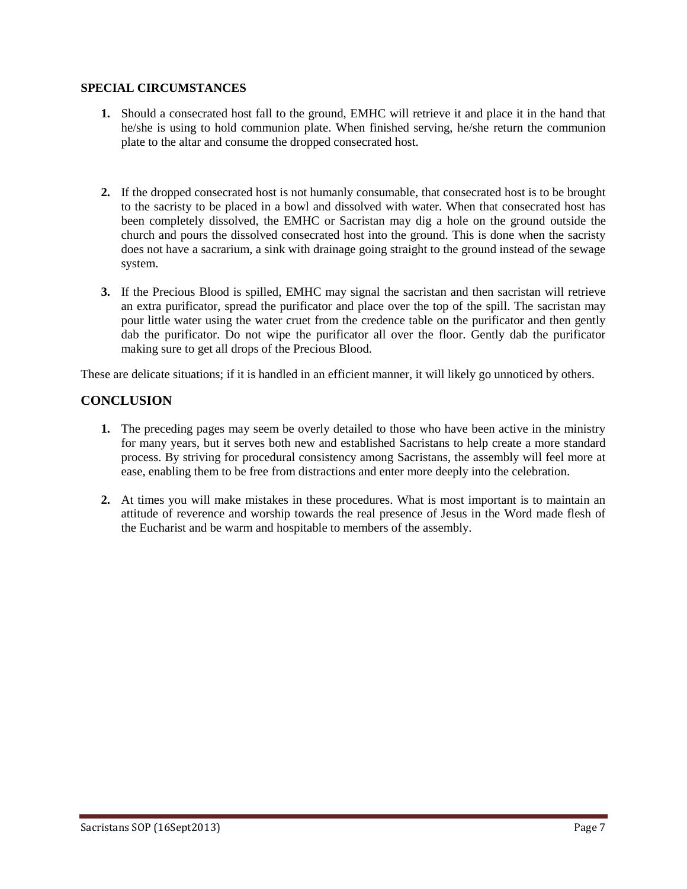**SPECIAL CIRCUMSTANCES**

1. Should a consecrated host fall to the ground, EMHC will retrieve it and place it in the hand that he/she is using to hold communion plate. When finished serving, he/she return the communion plate to the altar and consume the dropped consecrated host.

2. If the dropped consecrated host is not humanly consumable, that consecrated host is to be brought to the sacristy to be placed in a bowl and dissolved with water. When that consecrated host has been completely dissolved, the EMHC or Sacristan may dig a hole on the ground outside the church and pours the dissolved consecrated host into the ground. This is done when the sacristy does not have a sacrarium, a sink with drainage going straight to the ground instead of the sewage system.

3. If the Precious Blood is spilled, EMHC may signal the sacristan and then sacristan will retrieve an extra purificator, spread the purificator and place over the top of the spill. The sacristan may pour little water using the water cruet from the credence table on the purificator and then gently dab the purificator. Do not wipe the purificator all over the floor. Gently dab the purificator making sure to get all drops of the Precious Blood.

These are delicate situations; if it is handled in an efficient manner, it will likely go unnoticed by others.

## CONCLUSION

1. The preceding pages may seem be overly detailed to those who have been active in the ministry for many years, but it serves both new and established Sacristans to help create a more standard process. By striving for procedural consistency among Sacristans, the assembly will feel more at ease, enabling them to be free from distractions and enter more deeply into the celebration.

2. At times you will make mistakes in these procedures. What is most important is to maintain an attitude of reverence and worship towards the real presence of Jesus in the Word made flesh of the Eucharist and be warm and hospitable to members of the assembly.